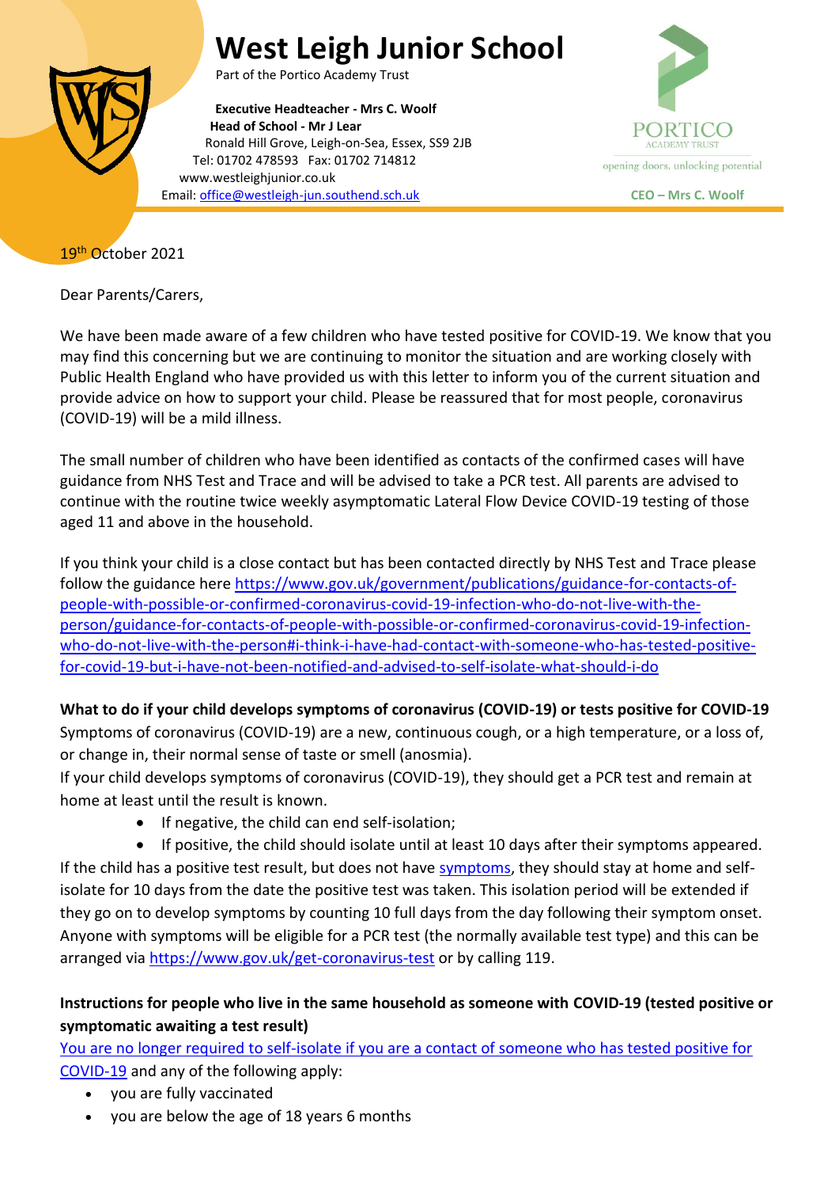# West Leigh Junior School

Part of the Portico Academy Trust

**Executive Headteacher - Mrs C. Woolf**
**Head of School - Mr J Lear**
Ronald Hill Grove, Leigh-on-Sea, Essex, SS9 2JB
Tel: 01702 478593 Fax: 01702 714812
www.westleighjunior.co.uk
Email: office@westleigh-jun.southend.sch.uk

PORTICO ACADEMY TRUST
opening doors, unlocking potential
**CEO – Mrs C. Woolf**

19th October 2021

Dear Parents/Carers,

We have been made aware of a few children who have tested positive for COVID-19. We know that you may find this concerning but we are continuing to monitor the situation and are working closely with Public Health England who have provided us with this letter to inform you of the current situation and provide advice on how to support your child. Please be reassured that for most people, coronavirus (COVID-19) will be a mild illness.

The small number of children who have been identified as contacts of the confirmed cases will have guidance from NHS Test and Trace and will be advised to take a PCR test. All parents are advised to continue with the routine twice weekly asymptomatic Lateral Flow Device COVID-19 testing of those aged 11 and above in the household.

If you think your child is a close contact but has been contacted directly by NHS Test and Trace please follow the guidance here https://www.gov.uk/government/publications/guidance-for-contacts-of-people-with-possible-or-confirmed-coronavirus-covid-19-infection-who-do-not-live-with-the-person/guidance-for-contacts-of-people-with-possible-or-confirmed-coronavirus-covid-19-infection-who-do-not-live-with-the-person#i-think-i-have-had-contact-with-someone-who-has-tested-positive-for-covid-19-but-i-have-not-been-notified-and-advised-to-self-isolate-what-should-i-do

**What to do if your child develops symptoms of coronavirus (COVID-19) or tests positive for COVID-19**

Symptoms of coronavirus (COVID-19) are a new, continuous cough, or a high temperature, or a loss of, or change in, their normal sense of taste or smell (anosmia).

If your child develops symptoms of coronavirus (COVID-19), they should get a PCR test and remain at home at least until the result is known.

- If negative, the child can end self-isolation;
- If positive, the child should isolate until at least 10 days after their symptoms appeared.

If the child has a positive test result, but does not have symptoms, they should stay at home and self-isolate for 10 days from the date the positive test was taken. This isolation period will be extended if they go on to develop symptoms by counting 10 full days from the day following their symptom onset. Anyone with symptoms will be eligible for a PCR test (the normally available test type) and this can be arranged via https://www.gov.uk/get-coronavirus-test or by calling 119.

**Instructions for people who live in the same household as someone with COVID-19 (tested positive or symptomatic awaiting a test result)**

You are no longer required to self-isolate if you are a contact of someone who has tested positive for COVID-19 and any of the following apply:

- you are fully vaccinated
- you are below the age of 18 years 6 months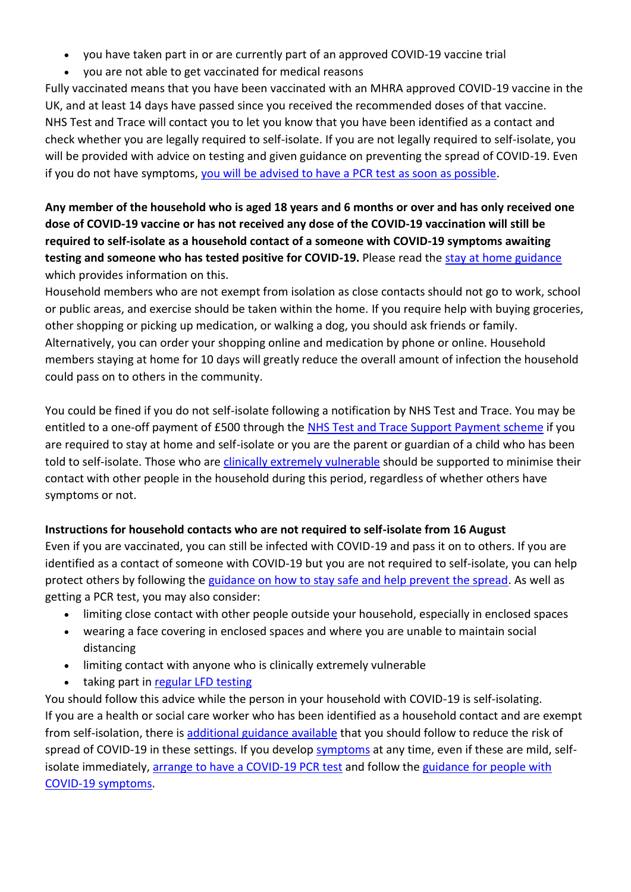- you have taken part in or are currently part of an approved COVID-19 vaccine trial
- you are not able to get vaccinated for medical reasons

Fully vaccinated means that you have been vaccinated with an MHRA approved COVID-19 vaccine in the UK, and at least 14 days have passed since you received the recommended doses of that vaccine. NHS Test and Trace will contact you to let you know that you have been identified as a contact and check whether you are legally required to self-isolate. If you are not legally required to self-isolate, you will be provided with advice on testing and given guidance on preventing the spread of COVID-19. Even if you do not have symptoms, you will be advised to have a PCR test as soon as possible.

**Any member of the household who is aged 18 years and 6 months or over and has only received one dose of COVID-19 vaccine or has not received any dose of the COVID-19 vaccination will still be required to self-isolate as a household contact of a someone with COVID-19 symptoms awaiting testing and someone who has tested positive for COVID-19.** Please read the stay at home guidance which provides information on this.

Household members who are not exempt from isolation as close contacts should not go to work, school or public areas, and exercise should be taken within the home. If you require help with buying groceries, other shopping or picking up medication, or walking a dog, you should ask friends or family. Alternatively, you can order your shopping online and medication by phone or online. Household members staying at home for 10 days will greatly reduce the overall amount of infection the household could pass on to others in the community.

You could be fined if you do not self-isolate following a notification by NHS Test and Trace. You may be entitled to a one-off payment of £500 through the NHS Test and Trace Support Payment scheme if you are required to stay at home and self-isolate or you are the parent or guardian of a child who has been told to self-isolate. Those who are clinically extremely vulnerable should be supported to minimise their contact with other people in the household during this period, regardless of whether others have symptoms or not.

**Instructions for household contacts who are not required to self-isolate from 16 August**

Even if you are vaccinated, you can still be infected with COVID-19 and pass it on to others. If you are identified as a contact of someone with COVID-19 but you are not required to self-isolate, you can help protect others by following the guidance on how to stay safe and help prevent the spread. As well as getting a PCR test, you may also consider:

- limiting close contact with other people outside your household, especially in enclosed spaces
- wearing a face covering in enclosed spaces and where you are unable to maintain social distancing
- limiting contact with anyone who is clinically extremely vulnerable
- taking part in regular LFD testing

You should follow this advice while the person in your household with COVID-19 is self-isolating.
If you are a health or social care worker who has been identified as a household contact and are exempt from self-isolation, there is additional guidance available that you should follow to reduce the risk of spread of COVID-19 in these settings. If you develop symptoms at any time, even if these are mild, self-isolate immediately, arrange to have a COVID-19 PCR test and follow the guidance for people with COVID-19 symptoms.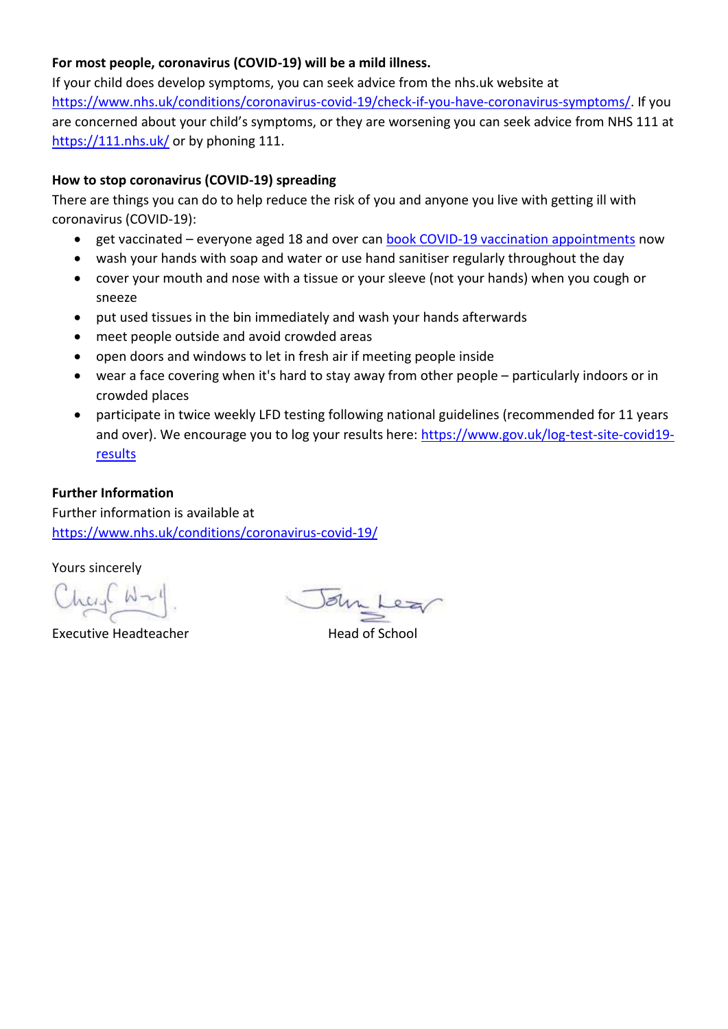**For most people, coronavirus (COVID-19) will be a mild illness.**

If your child does develop symptoms, you can seek advice from the nhs.uk website at https://www.nhs.uk/conditions/coronavirus-covid-19/check-if-you-have-coronavirus-symptoms/. If you are concerned about your child's symptoms, or they are worsening you can seek advice from NHS 111 at https://111.nhs.uk/ or by phoning 111.

**How to stop coronavirus (COVID-19) spreading**

There are things you can do to help reduce the risk of you and anyone you live with getting ill with coronavirus (COVID-19):

- get vaccinated – everyone aged 18 and over can book COVID-19 vaccination appointments now
- wash your hands with soap and water or use hand sanitiser regularly throughout the day
- cover your mouth and nose with a tissue or your sleeve (not your hands) when you cough or sneeze
- put used tissues in the bin immediately and wash your hands afterwards
- meet people outside and avoid crowded areas
- open doors and windows to let in fresh air if meeting people inside
- wear a face covering when it's hard to stay away from other people – particularly indoors or in crowded places
- participate in twice weekly LFD testing following national guidelines (recommended for 11 years and over). We encourage you to log your results here: https://www.gov.uk/log-test-site-covid19-results

**Further Information**

Further information is available at
https://www.nhs.uk/conditions/coronavirus-covid-19/

Yours sincerely

Executive Headteacher

Head of School